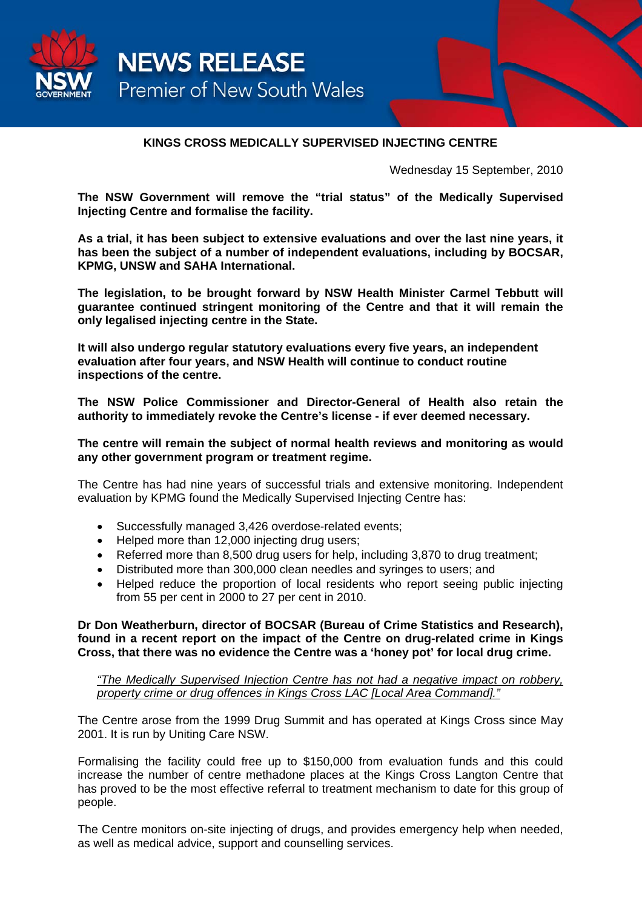# NEWS RELEASE
Premier of New South Wales

## KINGS CROSS MEDICALLY SUPERVISED INJECTING CENTRE

Wednesday 15 September, 2010

**The NSW Government will remove the "trial status" of the Medically Supervised Injecting Centre and formalise the facility.**

**As a trial, it has been subject to extensive evaluations and over the last nine years, it has been the subject of a number of independent evaluations, including by BOCSAR, KPMG, UNSW and SAHA International.**

**The legislation, to be brought forward by NSW Health Minister Carmel Tebbutt will guarantee continued stringent monitoring of the Centre and that it will remain the only legalised injecting centre in the State.**

**It will also undergo regular statutory evaluations every five years, an independent evaluation after four years, and NSW Health will continue to conduct routine inspections of the centre.**

**The NSW Police Commissioner and Director-General of Health also retain the authority to immediately revoke the Centre's license - if ever deemed necessary.**

**The centre will remain the subject of normal health reviews and monitoring as would any other government program or treatment regime.**

The Centre has had nine years of successful trials and extensive monitoring. Independent evaluation by KPMG found the Medically Supervised Injecting Centre has:

- Successfully managed 3,426 overdose-related events;
- Helped more than 12,000 injecting drug users;
- Referred more than 8,500 drug users for help, including 3,870 to drug treatment;
- Distributed more than 300,000 clean needles and syringes to users; and
- Helped reduce the proportion of local residents who report seeing public injecting from 55 per cent in 2000 to 27 per cent in 2010.

**Dr Don Weatherburn, director of BOCSAR (Bureau of Crime Statistics and Research), found in a recent report on the impact of the Centre on drug-related crime in Kings Cross, that there was no evidence the Centre was a 'honey pot' for local drug crime.**

> *"The Medically Supervised Injection Centre has not had a negative impact on robbery, property crime or drug offences in Kings Cross LAC [Local Area Command]."*

The Centre arose from the 1999 Drug Summit and has operated at Kings Cross since May 2001. It is run by Uniting Care NSW.

Formalising the facility could free up to $150,000 from evaluation funds and this could increase the number of centre methadone places at the Kings Cross Langton Centre that has proved to be the most effective referral to treatment mechanism to date for this group of people.

The Centre monitors on-site injecting of drugs, and provides emergency help when needed, as well as medical advice, support and counselling services.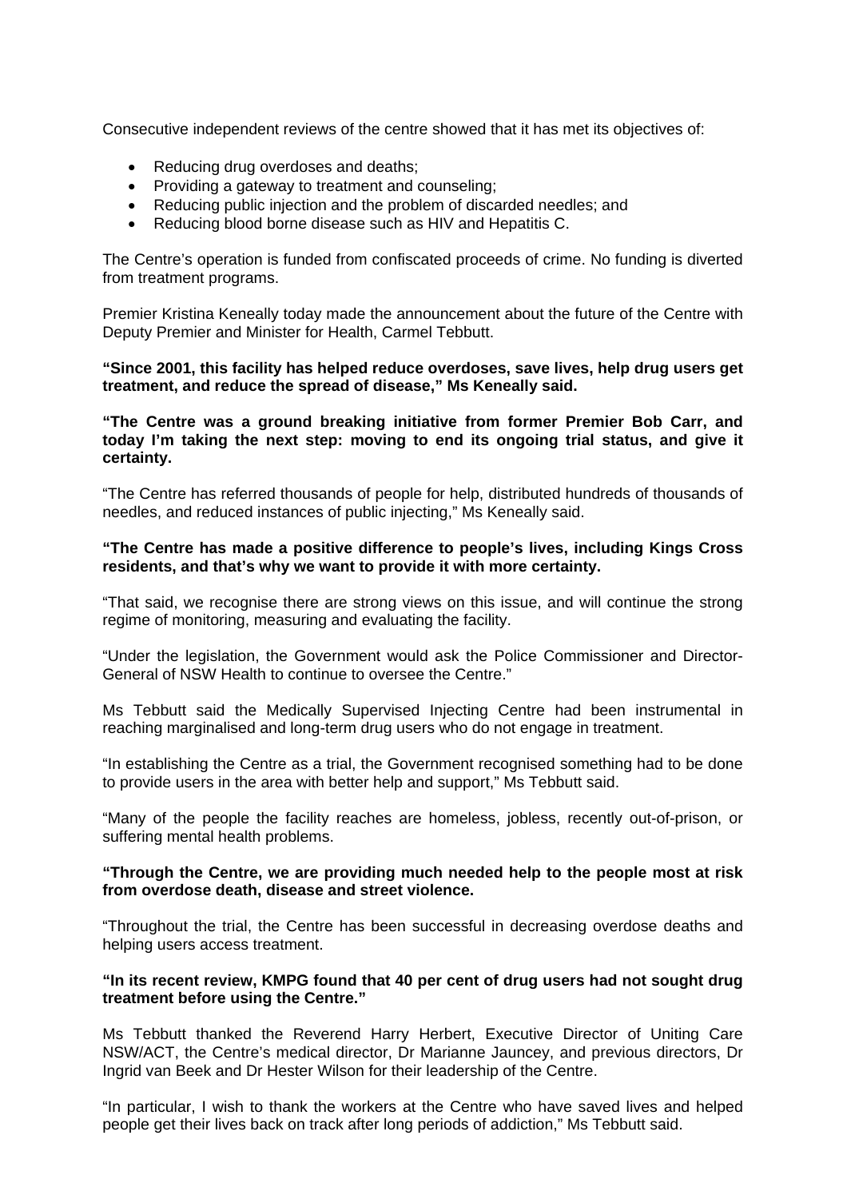Consecutive independent reviews of the centre showed that it has met its objectives of:

- Reducing drug overdoses and deaths;
- Providing a gateway to treatment and counseling;
- Reducing public injection and the problem of discarded needles; and
- Reducing blood borne disease such as HIV and Hepatitis C.

The Centre's operation is funded from confiscated proceeds of crime. No funding is diverted from treatment programs.

Premier Kristina Keneally today made the announcement about the future of the Centre with Deputy Premier and Minister for Health, Carmel Tebbutt.

**"Since 2001, this facility has helped reduce overdoses, save lives, help drug users get treatment, and reduce the spread of disease," Ms Keneally said.**

**"The Centre was a ground breaking initiative from former Premier Bob Carr, and today I'm taking the next step: moving to end its ongoing trial status, and give it certainty.**

"The Centre has referred thousands of people for help, distributed hundreds of thousands of needles, and reduced instances of public injecting," Ms Keneally said.

**"The Centre has made a positive difference to people's lives, including Kings Cross residents, and that's why we want to provide it with more certainty.**

"That said, we recognise there are strong views on this issue, and will continue the strong regime of monitoring, measuring and evaluating the facility.

"Under the legislation, the Government would ask the Police Commissioner and Director-General of NSW Health to continue to oversee the Centre."

Ms Tebbutt said the Medically Supervised Injecting Centre had been instrumental in reaching marginalised and long-term drug users who do not engage in treatment.

"In establishing the Centre as a trial, the Government recognised something had to be done to provide users in the area with better help and support," Ms Tebbutt said.

"Many of the people the facility reaches are homeless, jobless, recently out-of-prison, or suffering mental health problems.

**"Through the Centre, we are providing much needed help to the people most at risk from overdose death, disease and street violence.**

"Throughout the trial, the Centre has been successful in decreasing overdose deaths and helping users access treatment.

**"In its recent review, KMPG found that 40 per cent of drug users had not sought drug treatment before using the Centre."**

Ms Tebbutt thanked the Reverend Harry Herbert, Executive Director of Uniting Care NSW/ACT, the Centre's medical director, Dr Marianne Jauncey, and previous directors, Dr Ingrid van Beek and Dr Hester Wilson for their leadership of the Centre.

"In particular, I wish to thank the workers at the Centre who have saved lives and helped people get their lives back on track after long periods of addiction," Ms Tebbutt said.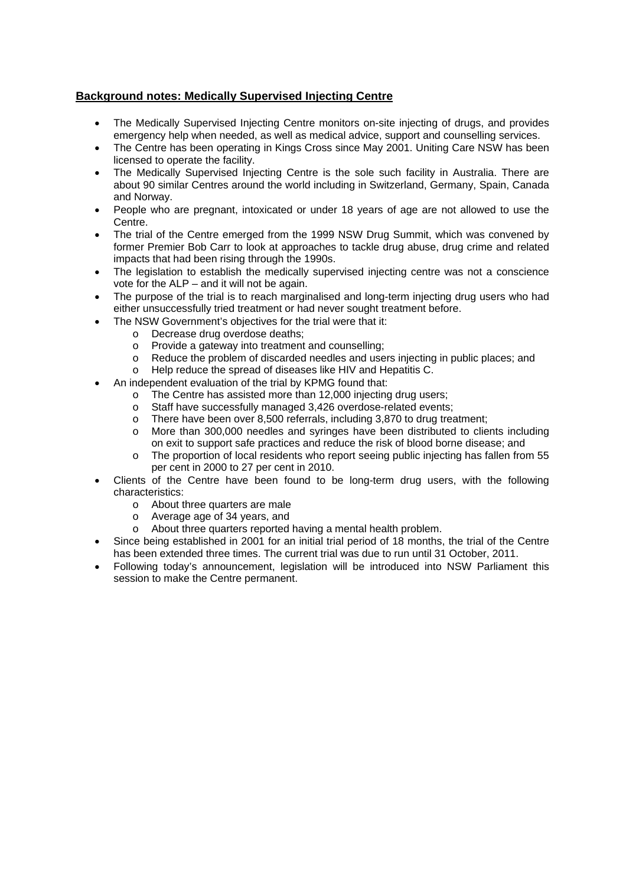**Background notes: Medically Supervised Injecting Centre**

- The Medically Supervised Injecting Centre monitors on-site injecting of drugs, and provides emergency help when needed, as well as medical advice, support and counselling services.
- The Centre has been operating in Kings Cross since May 2001. Uniting Care NSW has been licensed to operate the facility.
- The Medically Supervised Injecting Centre is the sole such facility in Australia. There are about 90 similar Centres around the world including in Switzerland, Germany, Spain, Canada and Norway.
- People who are pregnant, intoxicated or under 18 years of age are not allowed to use the Centre.
- The trial of the Centre emerged from the 1999 NSW Drug Summit, which was convened by former Premier Bob Carr to look at approaches to tackle drug abuse, drug crime and related impacts that had been rising through the 1990s.
- The legislation to establish the medically supervised injecting centre was not a conscience vote for the ALP – and it will not be again.
- The purpose of the trial is to reach marginalised and long-term injecting drug users who had either unsuccessfully tried treatment or had never sought treatment before.
- The NSW Government's objectives for the trial were that it:
  - Decrease drug overdose deaths;
  - Provide a gateway into treatment and counselling;
  - Reduce the problem of discarded needles and users injecting in public places; and
  - Help reduce the spread of diseases like HIV and Hepatitis C.
- An independent evaluation of the trial by KPMG found that:
  - The Centre has assisted more than 12,000 injecting drug users;
  - Staff have successfully managed 3,426 overdose-related events;
  - There have been over 8,500 referrals, including 3,870 to drug treatment;
  - More than 300,000 needles and syringes have been distributed to clients including on exit to support safe practices and reduce the risk of blood borne disease; and
  - The proportion of local residents who report seeing public injecting has fallen from 55 per cent in 2000 to 27 per cent in 2010.
- Clients of the Centre have been found to be long-term drug users, with the following characteristics:
  - About three quarters are male
  - Average age of 34 years, and
  - About three quarters reported having a mental health problem.
- Since being established in 2001 for an initial trial period of 18 months, the trial of the Centre has been extended three times. The current trial was due to run until 31 October, 2011.
- Following today's announcement, legislation will be introduced into NSW Parliament this session to make the Centre permanent.